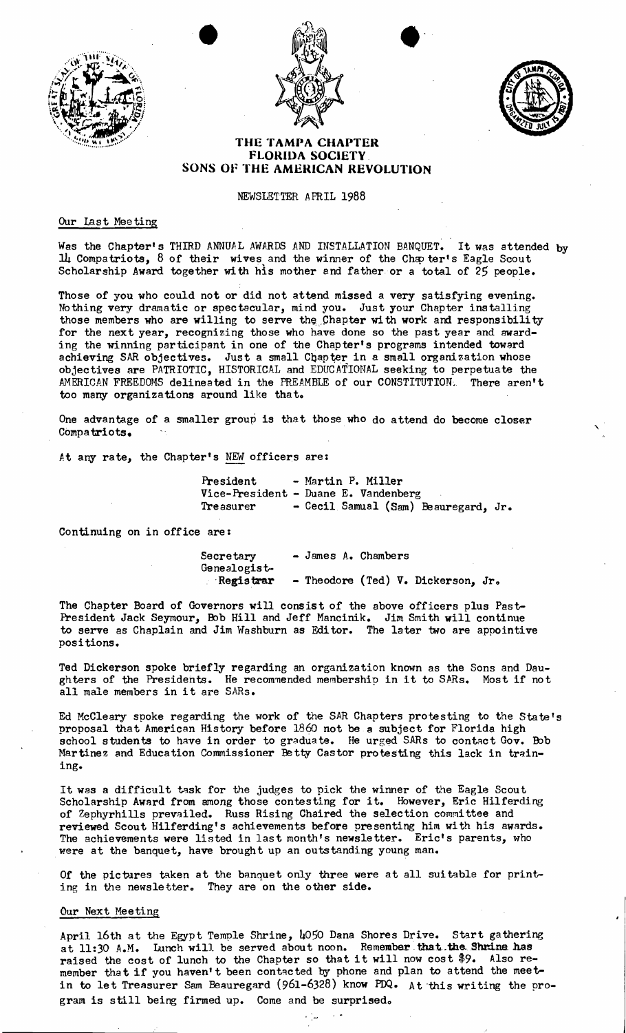# THE TAMPA CHAPTER
## FLORIDA SOCIETY
## SONS OF THE AMERICAN REVOLUTION

NEWSLETTER APRIL 1988

### Our Last Meeting

Was the Chapter's THIRD ANNUAL AWARDS AND INSTALLATION BANQUET. It was attended by 14 Compatriots, 8 of their wives and the winner of the Chapter's Eagle Scout Scholarship Award together with his mother and father or a total of 25 people.

Those of you who could not or did not attend missed a very satisfying evening. Nothing very dramatic or spectacular, mind you. Just your Chapter installing those members who are willing to serve the Chapter with work and responsibility for the next year, recognizing those who have done so the past year and awarding the winning participant in one of the Chapter's programs intended toward achieving SAR objectives. Just a small Chapter in a small organization whose objectives are PATRIOTIC, HISTORICAL and EDUCATIONAL seeking to perpetuate the AMERICAN FREEDOMS delineated in the PREAMBLE of our CONSTITUTION. There aren't too many organizations around like that.

One advantage of a smaller group is that those who do attend do become closer Compatriots.

At any rate, the Chapter's NEW officers are:

| | |
|---|---|
| President | - Martin P. Miller |
| Vice-President | - Duane E. Vandenberg |
| Treasurer | - Cecil Samual (Sam) Beauregard, Jr. |

Continuing on in office are:

| | |
|---|---|
| Secretary | - James A. Chambers |
| Genealogist-Registrar | - Theodore (Ted) V. Dickerson, Jr. |

The Chapter Board of Governors will consist of the above officers plus Past-President Jack Seymour, Bob Hill and Jeff Mancinik. Jim Smith will continue to serve as Chaplain and Jim Washburn as Editor. The later two are appointive positions.

Ted Dickerson spoke briefly regarding an organization known as the Sons and Daughters of the Presidents. He recommended membership in it to SARs. Most if not all male members in it are SARs.

Ed McCleary spoke regarding the work of the SAR Chapters protesting to the State's proposal that American History before 1860 not be a subject for Florida high school students to have in order to graduate. He urged SARs to contact Gov. Bob Martinez and Education Commissioner Betty Castor protesting this lack in training.

It was a difficult task for the judges to pick the winner of the Eagle Scout Scholarship Award from among those contesting for it. However, Eric Hilferding of Zephyrhills prevailed. Russ Rising Chaired the selection committee and reviewed Scout Hilferding's achievements before presenting him with his awards. The achievements were listed in last month's newsletter. Eric's parents, who were at the banquet, have brought up an outstanding young man.

Of the pictures taken at the banquet only three were at all suitable for printing in the newsletter. They are on the other side.

### Our Next Meeting

April 16th at the Egypt Temple Shrine, 4050 Dana Shores Drive. Start gathering at 11:30 A.M. Lunch will be served about noon. **Remember that the Shrine has** raised the cost of lunch to the Chapter so that it will now cost $9. Also remember that if you haven't been contacted by phone and plan to attend the meetin to let Treasurer Sam Beauregard (961-6328) know PDQ. At this writing the program is still being firmed up. Come and be surprised.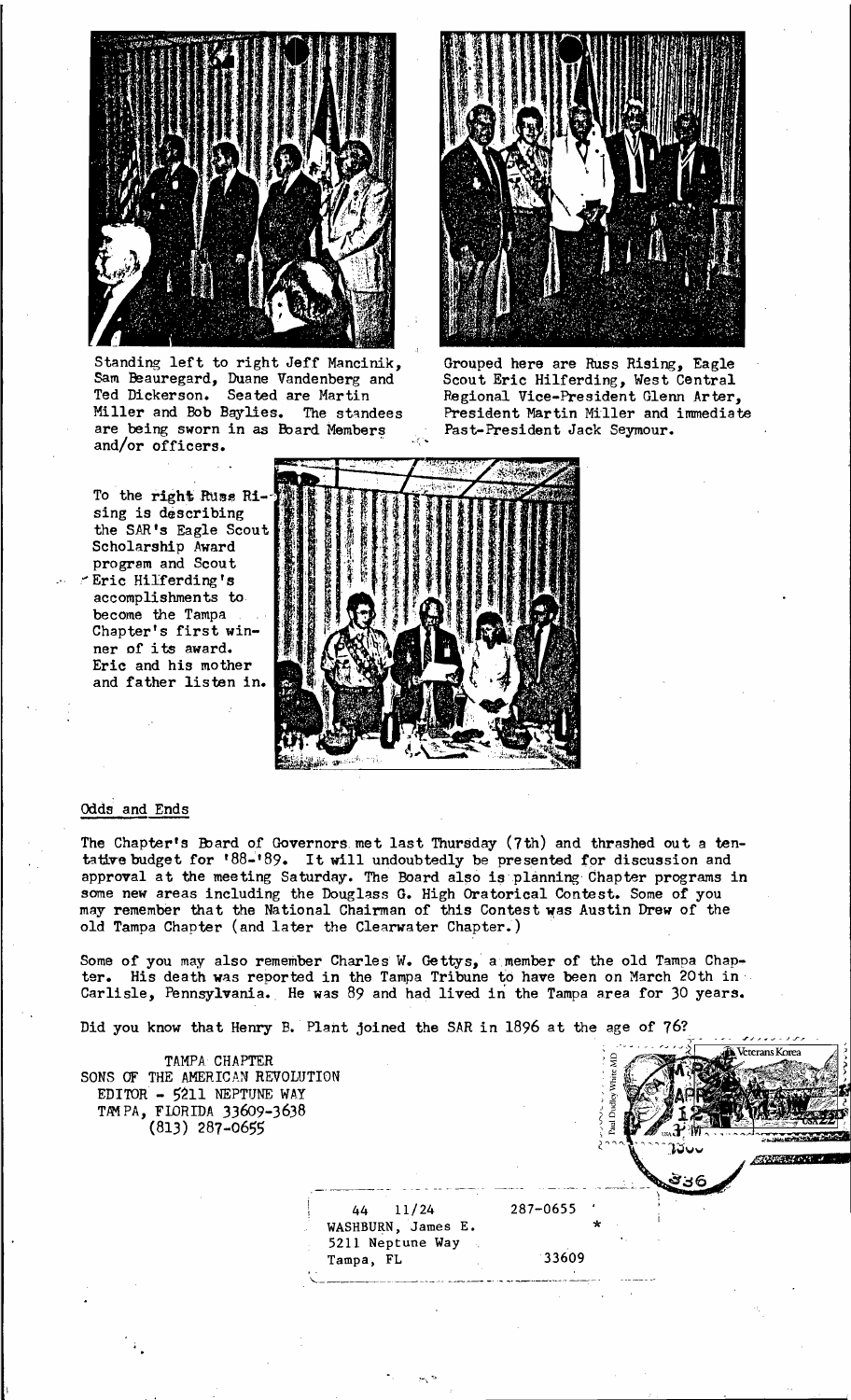Standing left to right Jeff Mancinik, Sam Beauregard, Duane Vandenberg and Ted Dickerson. Seated are Martin Miller and Bob Baylies. The standees are being sworn in as Board Members and/or officers.

Grouped here are Russ Rising, Eagle Scout Eric Hilferding, West Central Regional Vice-President Glenn Arter, President Martin Miller and immediate Past-President Jack Seymour.

To the right Russ Rising is describing the SAR's Eagle Scout Scholarship Award program and Scout Eric Hilferding's accomplishments to become the Tampa Chapter's first winner of its award. Eric and his mother and father listen in.

## Odds and Ends

The Chapter's Board of Governors met last Thursday (7th) and thrashed out a tentative budget for '88-'89. It will undoubtedly be presented for discussion and approval at the meeting Saturday. The Board also is planning Chapter programs in some new areas including the Douglass G. High Oratorical Contest. Some of you may remember that the National Chairman of this Contest was Austin Drew of the old Tampa Chapter (and later the Clearwater Chapter.)

Some of you may also remember Charles W. Gettys, a member of the old Tampa Chapter. His death was reported in the Tampa Tribune to have been on March 20th in Carlisle, Pennsylvania. He was 89 and had lived in the Tampa area for 30 years.

Did you know that Henry B. Plant joined the SAR in 1896 at the age of 76?

TAMPA CHAPTER
SONS OF THE AMERICAN REVOLUTION
EDITOR - 5211 NEPTUNE WAY
TAMPA, FLORIDA 33609-3638
(813) 287-0655

44 11/24 287-0655
WASHBURN, James E. *
5211 Neptune Way
Tampa, FL 33609